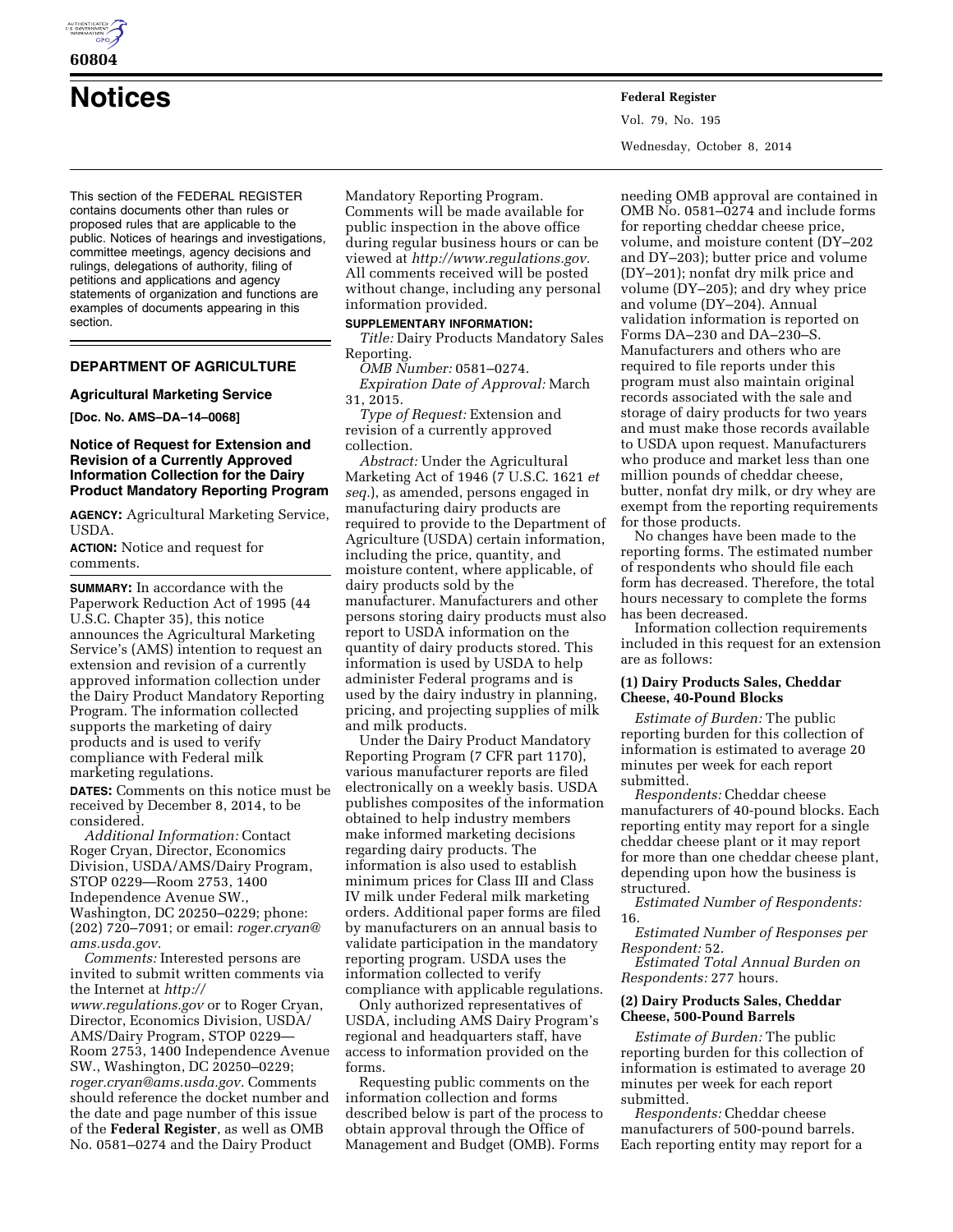# Notices

This section of the FEDERAL REGISTER contains documents other than rules or proposed rules that are applicable to the public. Notices of hearings and investigations, committee meetings, agency decisions and rulings, delegations of authority, filing of petitions and applications and agency statements of organization and functions are examples of documents appearing in this section.

## DEPARTMENT OF AGRICULTURE

### Agricultural Marketing Service

**[Doc. No. AMS–DA–14–0068]**

### Notice of Request for Extension and Revision of a Currently Approved Information Collection for the Dairy Product Mandatory Reporting Program

**AGENCY:** Agricultural Marketing Service, USDA.

**ACTION:** Notice and request for comments.

**SUMMARY:** In accordance with the Paperwork Reduction Act of 1995 (44 U.S.C. Chapter 35), this notice announces the Agricultural Marketing Service's (AMS) intention to request an extension and revision of a currently approved information collection under the Dairy Product Mandatory Reporting Program. The information collected supports the marketing of dairy products and is used to verify compliance with Federal milk marketing regulations.

**DATES:** Comments on this notice must be received by December 8, 2014, to be considered.

*Additional Information:* Contact Roger Cryan, Director, Economics Division, USDA/AMS/Dairy Program, STOP 0229—Room 2753, 1400 Independence Avenue SW., Washington, DC 20250–0229; phone: (202) 720–7091; or email: *roger.cryan@ams.usda.gov.*

*Comments:* Interested persons are invited to submit written comments via the Internet at *http://www.regulations.gov* or to Roger Cryan, Director, Economics Division, USDA/AMS/Dairy Program, STOP 0229—Room 2753, 1400 Independence Avenue SW., Washington, DC 20250–0229; *roger.cryan@ams.usda.gov.* Comments should reference the docket number and the date and page number of this issue of the **Federal Register**, as well as OMB No. 0581–0274 and the Dairy Product Mandatory Reporting Program. Comments will be made available for public inspection in the above office during regular business hours or can be viewed at *http://www.regulations.gov.* All comments received will be posted without change, including any personal information provided.

**SUPPLEMENTARY INFORMATION:**

*Title:* Dairy Products Mandatory Sales Reporting.

*OMB Number:* 0581–0274.

*Expiration Date of Approval:* March 31, 2015.

*Type of Request:* Extension and revision of a currently approved collection.

*Abstract:* Under the Agricultural Marketing Act of 1946 (7 U.S.C. 1621 *et seq.*), as amended, persons engaged in manufacturing dairy products are required to provide to the Department of Agriculture (USDA) certain information, including the price, quantity, and moisture content, where applicable, of dairy products sold by the manufacturer. Manufacturers and other persons storing dairy products must also report to USDA information on the quantity of dairy products stored. This information is used by USDA to help administer Federal programs and is used by the dairy industry in planning, pricing, and projecting supplies of milk and milk products.

Under the Dairy Product Mandatory Reporting Program (7 CFR part 1170), various manufacturer reports are filed electronically on a weekly basis. USDA publishes composites of the information obtained to help industry members make informed marketing decisions regarding dairy products. The information is also used to establish minimum prices for Class III and Class IV milk under Federal milk marketing orders. Additional paper forms are filed by manufacturers on an annual basis to validate participation in the mandatory reporting program. USDA uses the information collected to verify compliance with applicable regulations.

Only authorized representatives of USDA, including AMS Dairy Program's regional and headquarters staff, have access to information provided on the forms.

Requesting public comments on the information collection and forms described below is part of the process to obtain approval through the Office of Management and Budget (OMB). Forms needing OMB approval are contained in OMB No. 0581–0274 and include forms for reporting cheddar cheese price, volume, and moisture content (DY–202 and DY–203); butter price and volume (DY–201); nonfat dry milk price and volume (DY–205); and dry whey price and volume (DY–204). Annual validation information is reported on Forms DA–230 and DA–230–S. Manufacturers and others who are required to file reports under this program must also maintain original records associated with the sale and storage of dairy products for two years and must make those records available to USDA upon request. Manufacturers who produce and market less than one million pounds of cheddar cheese, butter, nonfat dry milk, or dry whey are exempt from the reporting requirements for those products.

No changes have been made to the reporting forms. The estimated number of respondents who should file each form has decreased. Therefore, the total hours necessary to complete the forms has been decreased.

Information collection requirements included in this request for an extension are as follows:

#### (1) Dairy Products Sales, Cheddar Cheese, 40-Pound Blocks

*Estimate of Burden:* The public reporting burden for this collection of information is estimated to average 20 minutes per week for each report submitted.

*Respondents:* Cheddar cheese manufacturers of 40-pound blocks. Each reporting entity may report for a single cheddar cheese plant or it may report for more than one cheddar cheese plant, depending upon how the business is structured.

*Estimated Number of Respondents:* 16.

*Estimated Number of Responses per Respondent:* 52.

*Estimated Total Annual Burden on Respondents:* 277 hours.

#### (2) Dairy Products Sales, Cheddar Cheese, 500-Pound Barrels

*Estimate of Burden:* The public reporting burden for this collection of information is estimated to average 20 minutes per week for each report submitted.

*Respondents:* Cheddar cheese manufacturers of 500-pound barrels. Each reporting entity may report for a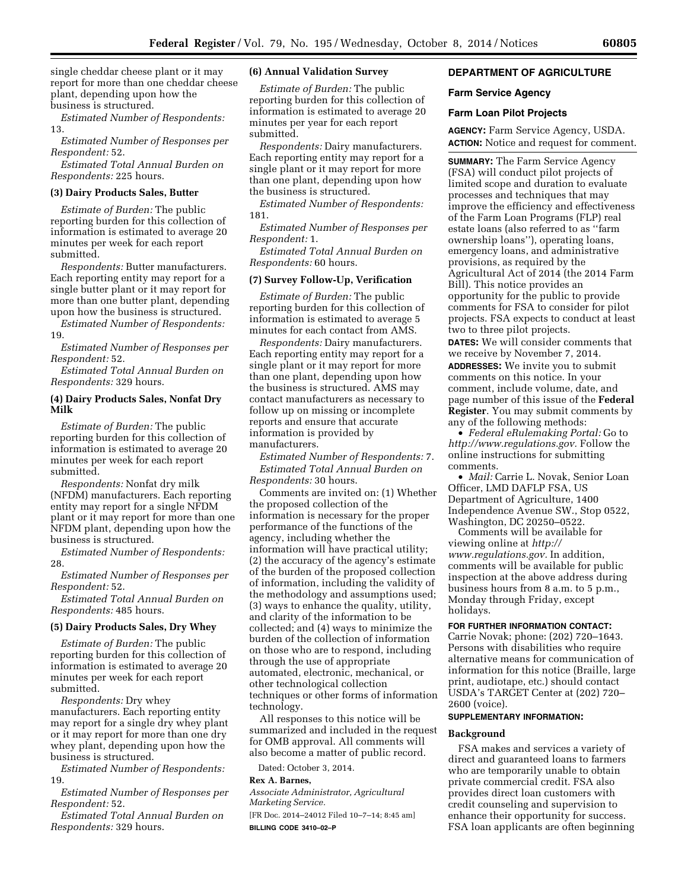single cheddar cheese plant or it may report for more than one cheddar cheese plant, depending upon how the business is structured.

*Estimated Number of Respondents:* 13.

*Estimated Number of Responses per Respondent:* 52.

*Estimated Total Annual Burden on Respondents:* 225 hours.

**(3) Dairy Products Sales, Butter**

*Estimate of Burden:* The public reporting burden for this collection of information is estimated to average 20 minutes per week for each report submitted.

*Respondents:* Butter manufacturers. Each reporting entity may report for a single butter plant or it may report for more than one butter plant, depending upon how the business is structured.

*Estimated Number of Respondents:* 19.

*Estimated Number of Responses per Respondent:* 52.

*Estimated Total Annual Burden on Respondents:* 329 hours.

**(4) Dairy Products Sales, Nonfat Dry Milk**

*Estimate of Burden:* The public reporting burden for this collection of information is estimated to average 20 minutes per week for each report submitted.

*Respondents:* Nonfat dry milk (NFDM) manufacturers. Each reporting entity may report for a single NFDM plant or it may report for more than one NFDM plant, depending upon how the business is structured.

*Estimated Number of Respondents:* 28.

*Estimated Number of Responses per Respondent:* 52.

*Estimated Total Annual Burden on Respondents:* 485 hours.

**(5) Dairy Products Sales, Dry Whey**

*Estimate of Burden:* The public reporting burden for this collection of information is estimated to average 20 minutes per week for each report submitted.

*Respondents:* Dry whey manufacturers. Each reporting entity may report for a single dry whey plant or it may report for more than one dry whey plant, depending upon how the business is structured.

*Estimated Number of Respondents:* 19.

*Estimated Number of Responses per Respondent:* 52.

*Estimated Total Annual Burden on Respondents:* 329 hours.

**(6) Annual Validation Survey**

*Estimate of Burden:* The public reporting burden for this collection of information is estimated to average 20 minutes per year for each report submitted.

*Respondents:* Dairy manufacturers. Each reporting entity may report for a single plant or it may report for more than one plant, depending upon how the business is structured.

*Estimated Number of Respondents:* 181.

*Estimated Number of Responses per Respondent:* 1.

*Estimated Total Annual Burden on Respondents:* 60 hours.

**(7) Survey Follow-Up, Verification**

*Estimate of Burden:* The public reporting burden for this collection of information is estimated to average 5 minutes for each contact from AMS.

*Respondents:* Dairy manufacturers. Each reporting entity may report for a single plant or it may report for more than one plant, depending upon how the business is structured. AMS may contact manufacturers as necessary to follow up on missing or incomplete reports and ensure that accurate information is provided by manufacturers.

*Estimated Number of Respondents:* 7.

*Estimated Total Annual Burden on Respondents:* 30 hours.

Comments are invited on: (1) Whether the proposed collection of the information is necessary for the proper performance of the functions of the agency, including whether the information will have practical utility; (2) the accuracy of the agency's estimate of the burden of the proposed collection of information, including the validity of the methodology and assumptions used; (3) ways to enhance the quality, utility, and clarity of the information to be collected; and (4) ways to minimize the burden of the collection of information on those who are to respond, including through the use of appropriate automated, electronic, mechanical, or other technological collection techniques or other forms of information technology.

All responses to this notice will be summarized and included in the request for OMB approval. All comments will also become a matter of public record.

Dated: October 3, 2014.

**Rex A. Barnes,**

*Associate Administrator, Agricultural Marketing Service.*

[FR Doc. 2014–24012 Filed 10–7–14; 8:45 am]

**BILLING CODE 3410–02–P**

## DEPARTMENT OF AGRICULTURE

### Farm Service Agency

### Farm Loan Pilot Projects

**AGENCY:** Farm Service Agency, USDA.

**ACTION:** Notice and request for comment.

**SUMMARY:** The Farm Service Agency (FSA) will conduct pilot projects of limited scope and duration to evaluate processes and techniques that may improve the efficiency and effectiveness of the Farm Loan Programs (FLP) real estate loans (also referred to as "farm ownership loans"), operating loans, emergency loans, and administrative provisions, as required by the Agricultural Act of 2014 (the 2014 Farm Bill). This notice provides an opportunity for the public to provide comments for FSA to consider for pilot projects. FSA expects to conduct at least two to three pilot projects.

**DATES:** We will consider comments that we receive by November 7, 2014.

**ADDRESSES:** We invite you to submit comments on this notice. In your comment, include volume, date, and page number of this issue of the **Federal Register**. You may submit comments by any of the following methods:

- *Federal eRulemaking Portal:* Go to *http://www.regulations.gov.* Follow the online instructions for submitting comments.
- *Mail:* Carrie L. Novak, Senior Loan Officer, LMD DAFLP FSA, US Department of Agriculture, 1400 Independence Avenue SW., Stop 0522, Washington, DC 20250–0522.

Comments will be available for viewing online at *http://www.regulations.gov.* In addition, comments will be available for public inspection at the above address during business hours from 8 a.m. to 5 p.m., Monday through Friday, except holidays.

**FOR FURTHER INFORMATION CONTACT:** Carrie Novak; phone: (202) 720–1643. Persons with disabilities who require alternative means for communication of information for this notice (Braille, large print, audiotape, etc.) should contact USDA's TARGET Center at (202) 720–2600 (voice).

**SUPPLEMENTARY INFORMATION:**

**Background**

FSA makes and services a variety of direct and guaranteed loans to farmers who are temporarily unable to obtain private commercial credit. FSA also provides direct loan customers with credit counseling and supervision to enhance their opportunity for success. FSA loan applicants are often beginning